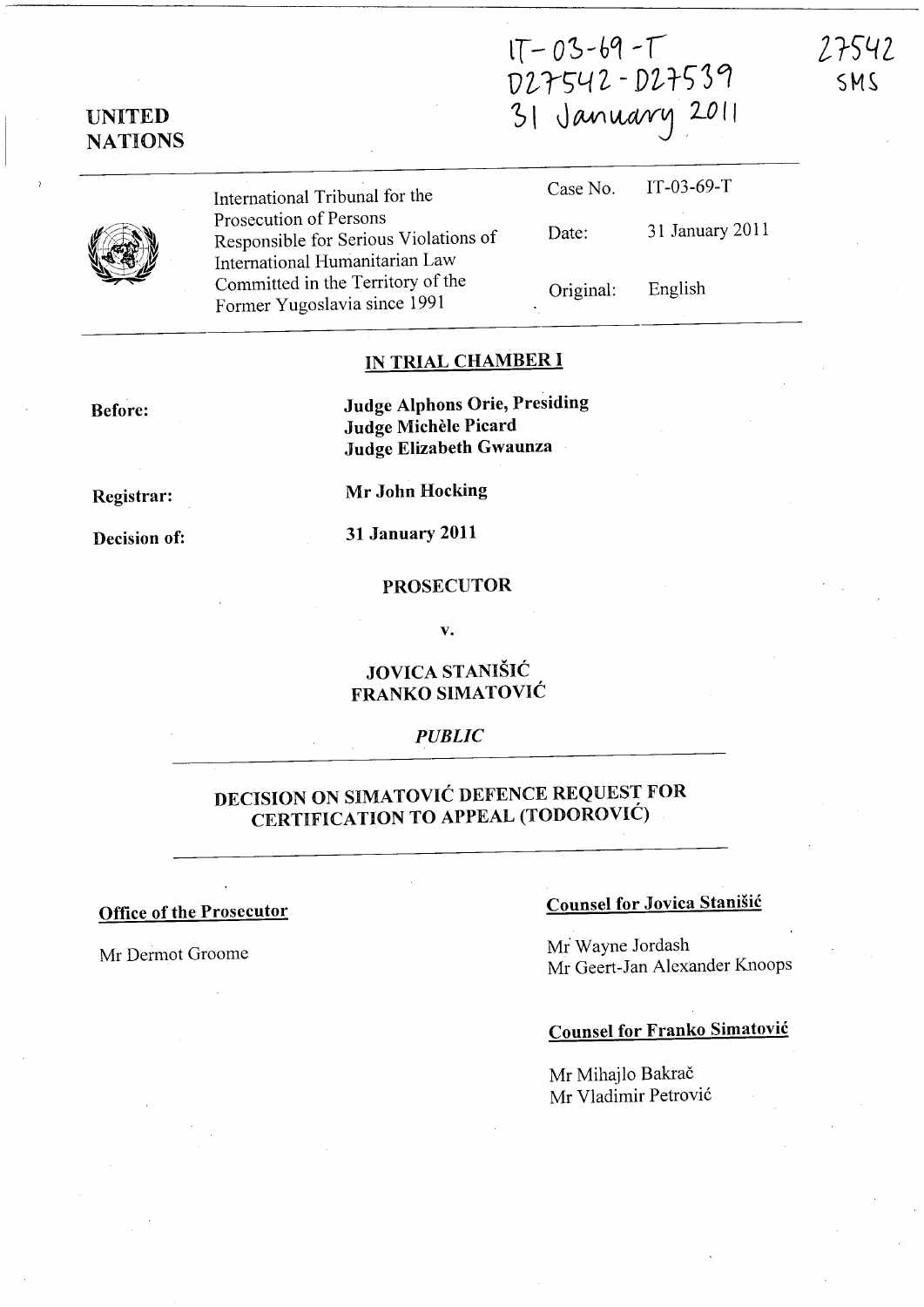IT-03-69-T
D27542 - D27539
31 January 2011

27542
SMS

**UNITED NATIONS**

| | | |
|---|---|---|
| International Tribunal for the Prosecution of Persons Responsible for Serious Violations of International Humanitarian Law Committed in the Territory of the Former Yugoslavia since 1991 | Case No. | IT-03-69-T |
| | Date: | 31 January 2011 |
| | Original: | English |

## IN TRIAL CHAMBER I

**Before:** **Judge Alphons Orie, Presiding**
**Judge Michèle Picard**
**Judge Elizabeth Gwaunza**

**Registrar:** **Mr John Hocking**

**Decision of:** **31 January 2011**

**PROSECUTOR**

**v.**

**JOVICA STANIŠIĆ**
**FRANKO SIMATOVIĆ**

*PUBLIC*

## DECISION ON SIMATOVIĆ DEFENCE REQUEST FOR CERTIFICATION TO APPEAL (TODOROVIĆ)

**Office of the Prosecutor**

Mr Dermot Groome

**Counsel for Jovica Stanišić**

Mr Wayne Jordash
Mr Geert-Jan Alexander Knoops

**Counsel for Franko Simatović**

Mr Mihajlo Bakrač
Mr Vladimir Petrović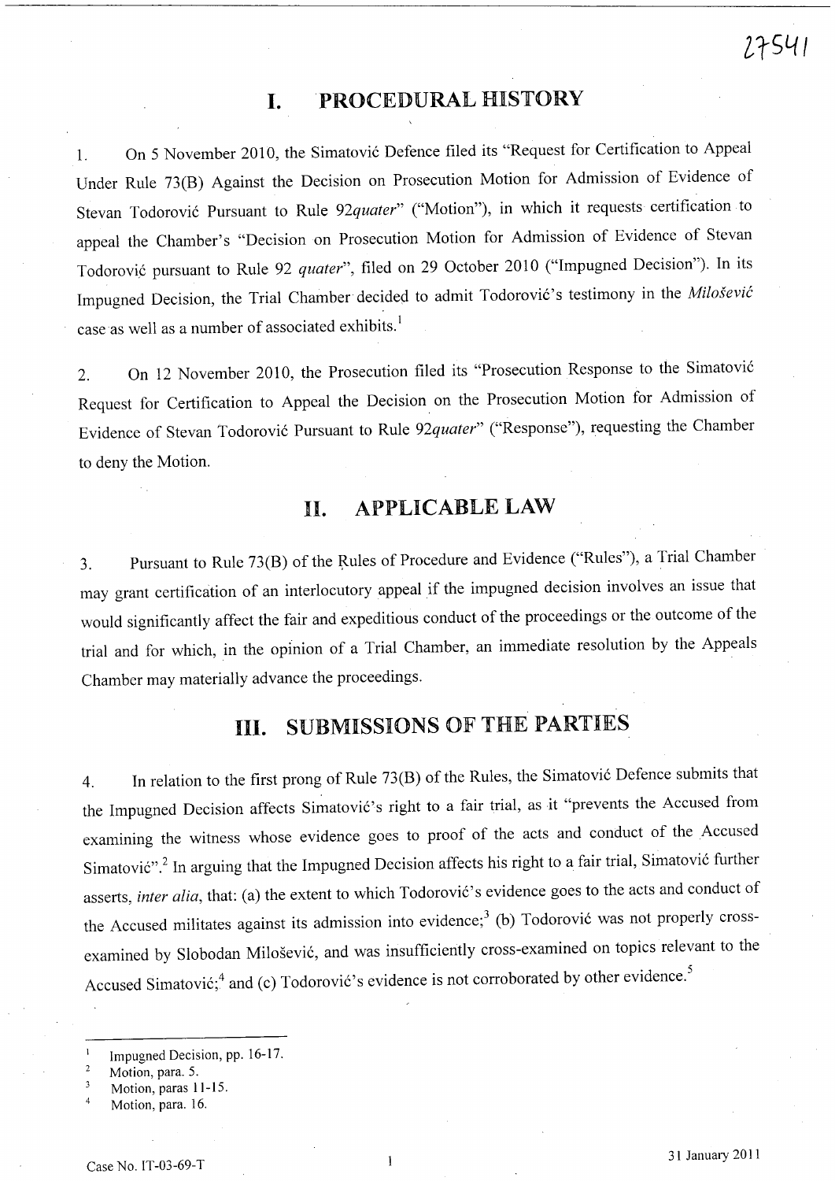# I. PROCEDURAL HISTORY

1. On 5 November 2010, the Simatović Defence filed its "Request for Certification to Appeal Under Rule 73(B) Against the Decision on Prosecution Motion for Admission of Evidence of Stevan Todorović Pursuant to Rule 92*quater*" ("Motion"), in which it requests certification to appeal the Chamber's "Decision on Prosecution Motion for Admission of Evidence of Stevan Todorović pursuant to Rule 92 *quater*", filed on 29 October 2010 ("Impugned Decision"). In its Impugned Decision, the Trial Chamber decided to admit Todorović's testimony in the *Milošević* case as well as a number of associated exhibits.[1]

2. On 12 November 2010, the Prosecution filed its "Prosecution Response to the Simatović Request for Certification to Appeal the Decision on the Prosecution Motion for Admission of Evidence of Stevan Todorović Pursuant to Rule 92*quater*" ("Response"), requesting the Chamber to deny the Motion.

# II. APPLICABLE LAW

3. Pursuant to Rule 73(B) of the Rules of Procedure and Evidence ("Rules"), a Trial Chamber may grant certification of an interlocutory appeal if the impugned decision involves an issue that would significantly affect the fair and expeditious conduct of the proceedings or the outcome of the trial and for which, in the opinion of a Trial Chamber, an immediate resolution by the Appeals Chamber may materially advance the proceedings.

# III. SUBMISSIONS OF THE PARTIES

4. In relation to the first prong of Rule 73(B) of the Rules, the Simatović Defence submits that the Impugned Decision affects Simatović's right to a fair trial, as it "prevents the Accused from examining the witness whose evidence goes to proof of the acts and conduct of the Accused Simatović".[2] In arguing that the Impugned Decision affects his right to a fair trial, Simatović further asserts, *inter alia*, that: (a) the extent to which Todorović's evidence goes to the acts and conduct of the Accused militates against its admission into evidence;[3] (b) Todorović was not properly cross-examined by Slobodan Milošević, and was insufficiently cross-examined on topics relevant to the Accused Simatović;[4] and (c) Todorović's evidence is not corroborated by other evidence.[5]

---

[1] Impugned Decision, pp. 16-17.
[2] Motion, para. 5.
[3] Motion, paras 11-15.
[4] Motion, para. 16.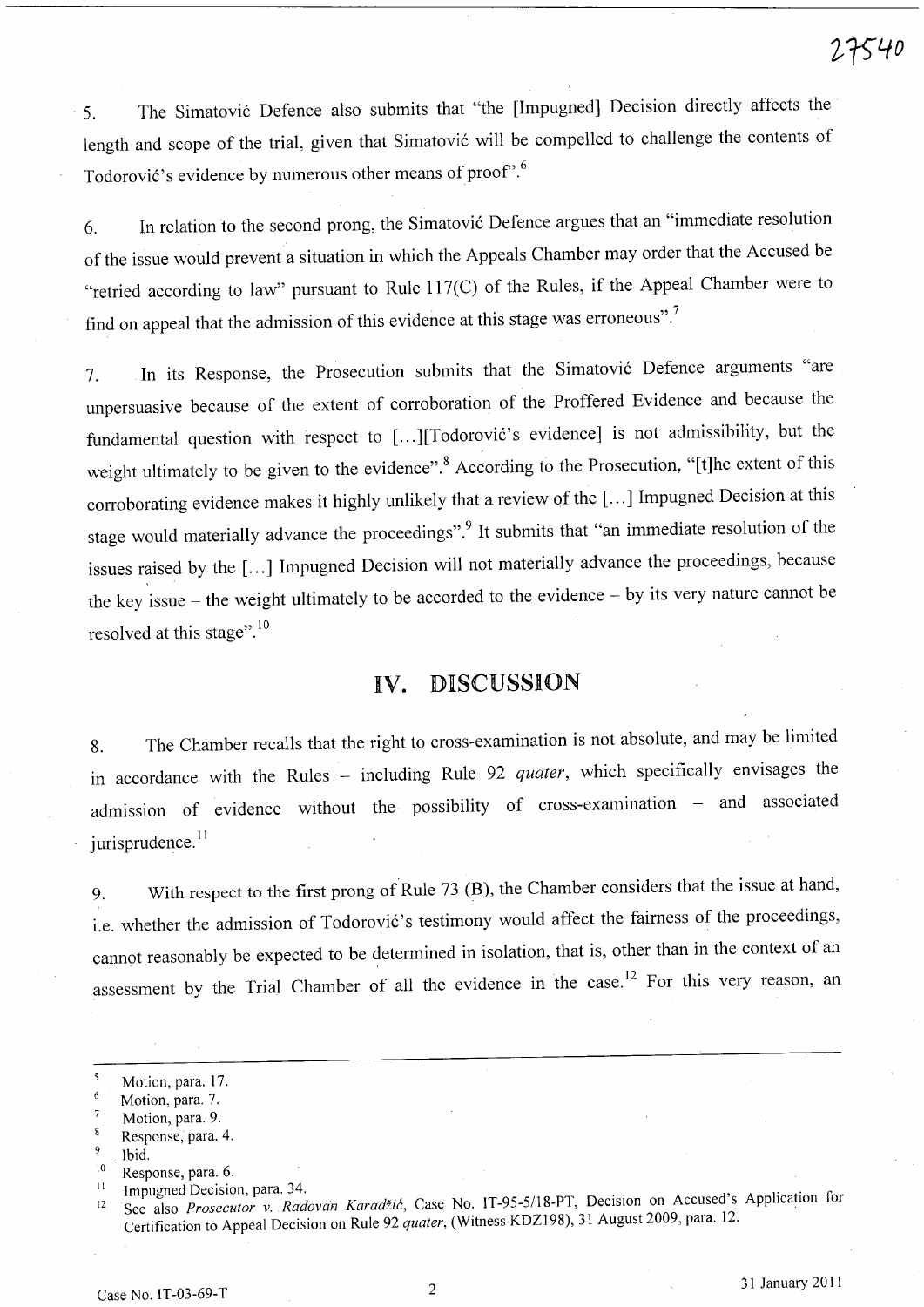5. The Simatović Defence also submits that "the [Impugned] Decision directly affects the length and scope of the trial, given that Simatović will be compelled to challenge the contents of Todorović's evidence by numerous other means of proof".[6]

6. In relation to the second prong, the Simatović Defence argues that an "immediate resolution of the issue would prevent a situation in which the Appeals Chamber may order that the Accused be "retried according to law" pursuant to Rule 117(C) of the Rules, if the Appeal Chamber were to find on appeal that the admission of this evidence at this stage was erroneous".[7]

7. In its Response, the Prosecution submits that the Simatović Defence arguments "are unpersuasive because of the extent of corroboration of the Proffered Evidence and because the fundamental question with respect to [...][Todorović's evidence] is not admissibility, but the weight ultimately to be given to the evidence".[8] According to the Prosecution, "[t]he extent of this corroborating evidence makes it highly unlikely that a review of the [...] Impugned Decision at this stage would materially advance the proceedings".[9] It submits that "an immediate resolution of the issues raised by the [...] Impugned Decision will not materially advance the proceedings, because the key issue – the weight ultimately to be accorded to the evidence – by its very nature cannot be resolved at this stage".[10]

# IV. DISCUSSION

8. The Chamber recalls that the right to cross-examination is not absolute, and may be limited in accordance with the Rules – including Rule 92 *quater*, which specifically envisages the admission of evidence without the possibility of cross-examination – and associated jurisprudence.[11]

9. With respect to the first prong of Rule 73 (B), the Chamber considers that the issue at hand, i.e. whether the admission of Todorović's testimony would affect the fairness of the proceedings, cannot reasonably be expected to be determined in isolation, that is, other than in the context of an assessment by the Trial Chamber of all the evidence in the case.[12] For this very reason, an

---

[5] Motion, para. 17.
[6] Motion, para. 7.
[7] Motion, para. 9.
[8] Response, para. 4.
[9] Ibid.
[10] Response, para. 6.
[11] Impugned Decision, para. 34.
[12] See also *Prosecutor v. Radovan Karadžić*, Case No. IT-95-5/18-PT, Decision on Accused's Application for Certification to Appeal Decision on Rule 92 *quater*, (Witness KDZ198), 31 August 2009, para. 12.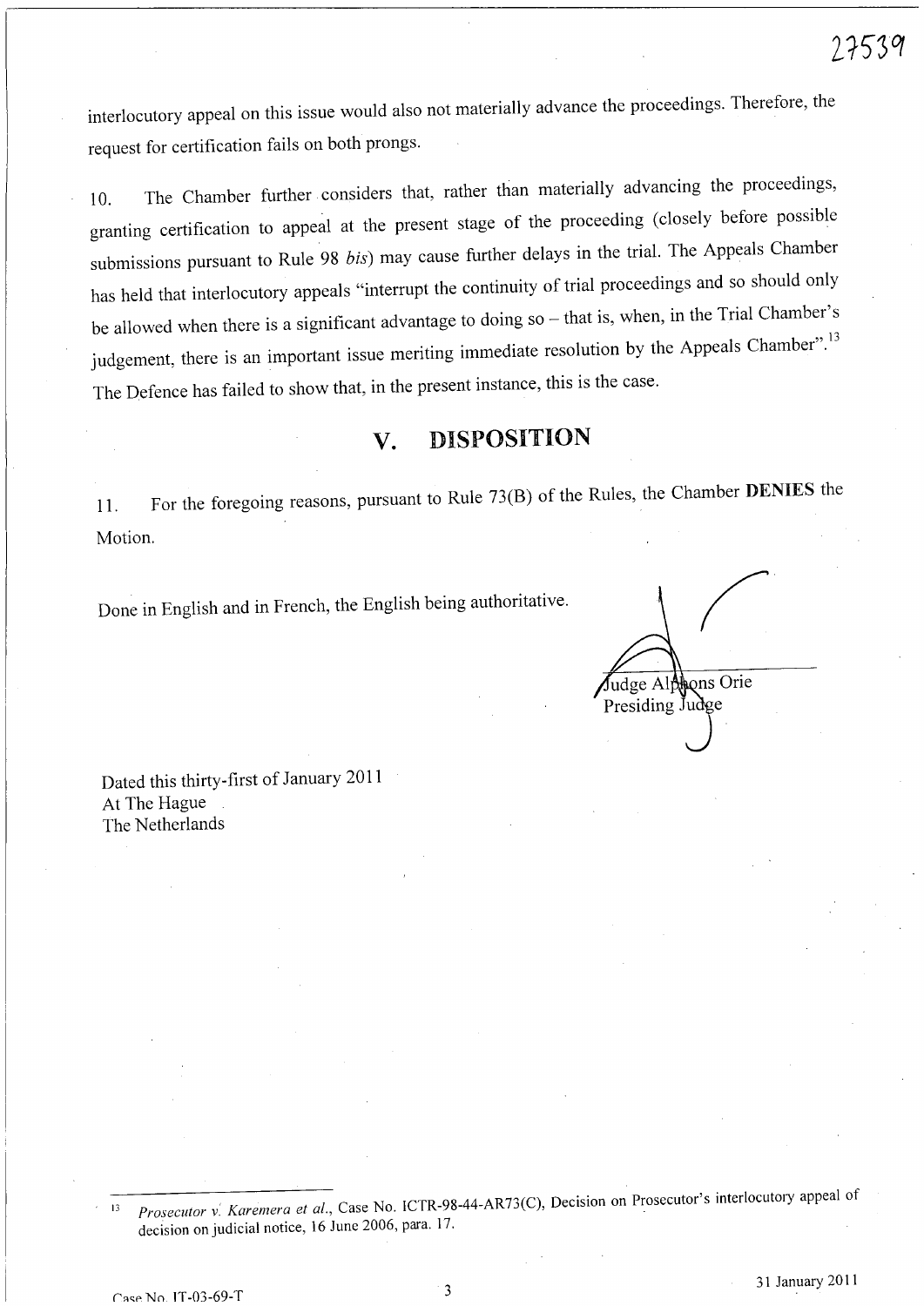interlocutory appeal on this issue would also not materially advance the proceedings. Therefore, the request for certification fails on both prongs.

10. The Chamber further considers that, rather than materially advancing the proceedings, granting certification to appeal at the present stage of the proceeding (closely before possible submissions pursuant to Rule 98 *bis*) may cause further delays in the trial. The Appeals Chamber has held that interlocutory appeals "interrupt the continuity of trial proceedings and so should only be allowed when there is a significant advantage to doing so – that is, when, in the Trial Chamber's judgement, there is an important issue meriting immediate resolution by the Appeals Chamber".[13] The Defence has failed to show that, in the present instance, this is the case.

## V. DISPOSITION

11. For the foregoing reasons, pursuant to Rule 73(B) of the Rules, the Chamber **DENIES** the Motion.

Done in English and in French, the English being authoritative.

Judge Alphons Orie
Presiding Judge

Dated this thirty-first of January 2011
At The Hague
The Netherlands

---

[13] *Prosecutor v. Karemera et al.*, Case No. ICTR-98-44-AR73(C), Decision on Prosecutor's interlocutory appeal of decision on judicial notice, 16 June 2006, para. 17.